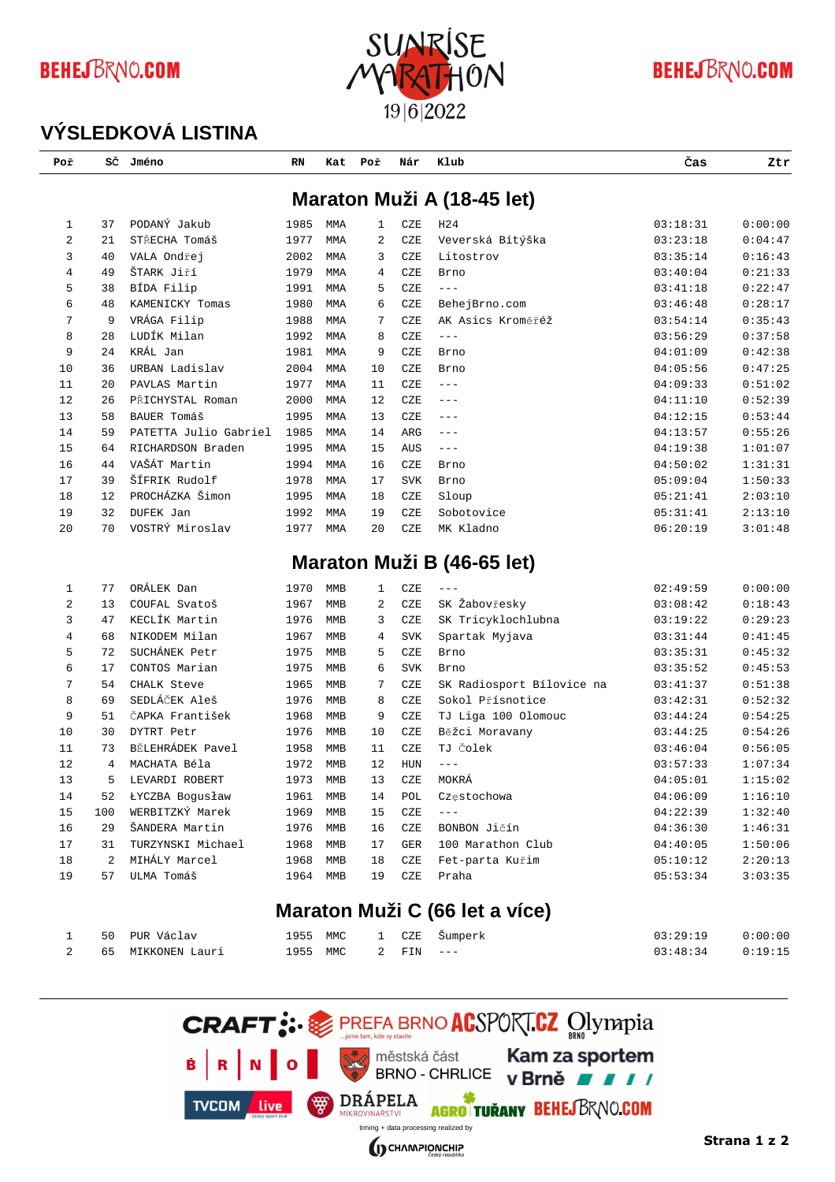## VÝSLEDKOVÁ LISTINA

### Maraton Muži A (18-45 let)

| Poř | SČ | Jméno | RN | Kat | Poř | Nár | Klub | Čas | Ztr |
|---|---|---|---|---|---|---|---|---|---|
| 1 | 37 | PODANÝ Jakub | 1985 | MMA | 1 | CZE | H24 | 03:18:31 | 0:00:00 |
| 2 | 21 | STŘECHA Tomáš | 1977 | MMA | 2 | CZE | Veverská Bítýška | 03:23:18 | 0:04:47 |
| 3 | 40 | VALA Ondřej | 2002 | MMA | 3 | CZE | Litostrov | 03:35:14 | 0:16:43 |
| 4 | 49 | ŠTARK Jiří | 1979 | MMA | 4 | CZE | Brno | 03:40:04 | 0:21:33 |
| 5 | 38 | BÍDA Filip | 1991 | MMA | 5 | CZE | --- | 03:41:18 | 0:22:47 |
| 6 | 48 | KAMENICKY Tomas | 1980 | MMA | 6 | CZE | BehejBrno.com | 03:46:48 | 0:28:17 |
| 7 | 9 | VRÁGA Filip | 1988 | MMA | 7 | CZE | AK Asics Kroměříž | 03:54:14 | 0:35:43 |
| 8 | 28 | LUDÍK Milan | 1992 | MMA | 8 | CZE | --- | 03:56:29 | 0:37:58 |
| 9 | 24 | KRÁL Jan | 1981 | MMA | 9 | CZE | Brno | 04:01:09 | 0:42:38 |
| 10 | 36 | URBAN Ladislav | 2004 | MMA | 10 | CZE | Brno | 04:05:56 | 0:47:25 |
| 11 | 20 | PAVLAS Martin | 1977 | MMA | 11 | CZE | --- | 04:09:33 | 0:51:02 |
| 12 | 26 | PŘICHYSTAL Roman | 2000 | MMA | 12 | CZE | --- | 04:11:10 | 0:52:39 |
| 13 | 58 | BAUER Tomáš | 1995 | MMA | 13 | CZE | --- | 04:12:15 | 0:53:44 |
| 14 | 59 | PATETTA Julio Gabriel | 1985 | MMA | 14 | ARG | --- | 04:13:57 | 0:55:26 |
| 15 | 64 | RICHARDSON Braden | 1995 | MMA | 15 | AUS | --- | 04:19:38 | 1:01:07 |
| 16 | 44 | VAŠÁT Martin | 1994 | MMA | 16 | CZE | Brno | 04:50:02 | 1:31:31 |
| 17 | 39 | ŠÍFRIK Rudolf | 1978 | MMA | 17 | SVK | Brno | 05:09:04 | 1:50:33 |
| 18 | 12 | PROCHÁZKA Šimon | 1995 | MMA | 18 | CZE | Sloup | 05:21:41 | 2:03:10 |
| 19 | 32 | DUFEK Jan | 1992 | MMA | 19 | CZE | Sobotovice | 05:31:41 | 2:13:10 |
| 20 | 70 | VOSTRÝ Miroslav | 1977 | MMA | 20 | CZE | MK Kladno | 06:20:19 | 3:01:48 |

### Maraton Muži B (46-65 let)

| Poř | SČ | Jméno | RN | Kat | Poř | Nár | Klub | Čas | Ztr |
|---|---|---|---|---|---|---|---|---|---|
| 1 | 77 | ORÁLEK Dan | 1970 | MMB | 1 | CZE | --- | 02:49:59 | 0:00:00 |
| 2 | 13 | COUFAL Svatoš | 1967 | MMB | 2 | CZE | SK Žabovřesky | 03:08:42 | 0:18:43 |
| 3 | 47 | KECLÍK Martin | 1976 | MMB | 3 | CZE | SK Tricyklochlubna | 03:19:22 | 0:29:23 |
| 4 | 68 | NIKODEM Milan | 1967 | MMB | 4 | SVK | Spartak Myjava | 03:31:44 | 0:41:45 |
| 5 | 72 | SUCHÁNEK Petr | 1975 | MMB | 5 | CZE | Brno | 03:35:31 | 0:45:32 |
| 6 | 17 | CONTOS Marian | 1975 | MMB | 6 | SVK | Brno | 03:35:52 | 0:45:53 |
| 7 | 54 | CHALK Steve | 1965 | MMB | 7 | CZE | SK Radiosport Bílovice na | 03:41:37 | 0:51:38 |
| 8 | 69 | SEDLÁČEK Aleš | 1976 | MMB | 8 | CZE | Sokol Přísnotice | 03:42:31 | 0:52:32 |
| 9 | 51 | ČAPKA František | 1968 | MMB | 9 | CZE | TJ Liga 100 Olomouc | 03:44:24 | 0:54:25 |
| 10 | 30 | DYTRT Petr | 1976 | MMB | 10 | CZE | Běžci Moravany | 03:44:25 | 0:54:26 |
| 11 | 73 | BĚLEHRÁDEK Pavel | 1958 | MMB | 11 | CZE | TJ Čolek | 03:46:04 | 0:56:05 |
| 12 | 4 | MACHATA Béla | 1972 | MMB | 12 | HUN | --- | 03:57:33 | 1:07:34 |
| 13 | 5 | LEVARDI ROBERT | 1973 | MMB | 13 | CZE | MOKRÁ | 04:05:01 | 1:15:02 |
| 14 | 52 | ŁYCZBA Bogusław | 1961 | MMB | 14 | POL | Częstochowa | 04:06:09 | 1:16:10 |
| 15 | 100 | WERBITZKÝ Marek | 1969 | MMB | 15 | CZE | --- | 04:22:39 | 1:32:40 |
| 16 | 29 | ŠANDERA Martin | 1976 | MMB | 16 | CZE | BONBON Jičín | 04:36:30 | 1:46:31 |
| 17 | 31 | TURZYNSKI Michael | 1968 | MMB | 17 | GER | 100 Marathon Club | 04:40:05 | 1:50:06 |
| 18 | 2 | MIHÁLY Marcel | 1968 | MMB | 18 | CZE | Fet-parta Kuřim | 05:10:12 | 2:20:13 |
| 19 | 57 | ULMA Tomáš | 1964 | MMB | 19 | CZE | Praha | 05:53:34 | 3:03:35 |

### Maraton Muži C (66 let a více)

| Poř | SČ | Jméno | RN | Kat | Poř | Nár | Klub | Čas | Ztr |
|---|---|---|---|---|---|---|---|---|---|
| 1 | 50 | PUR Václav | 1955 | MMC | 1 | CZE | Šumperk | 03:29:19 | 0:00:00 |
| 2 | 65 | MIKKONEN Lauri | 1955 | MMC | 2 | FIN | --- | 03:48:34 | 0:19:15 |

timing + data processing realized by CHAMPIONCHIP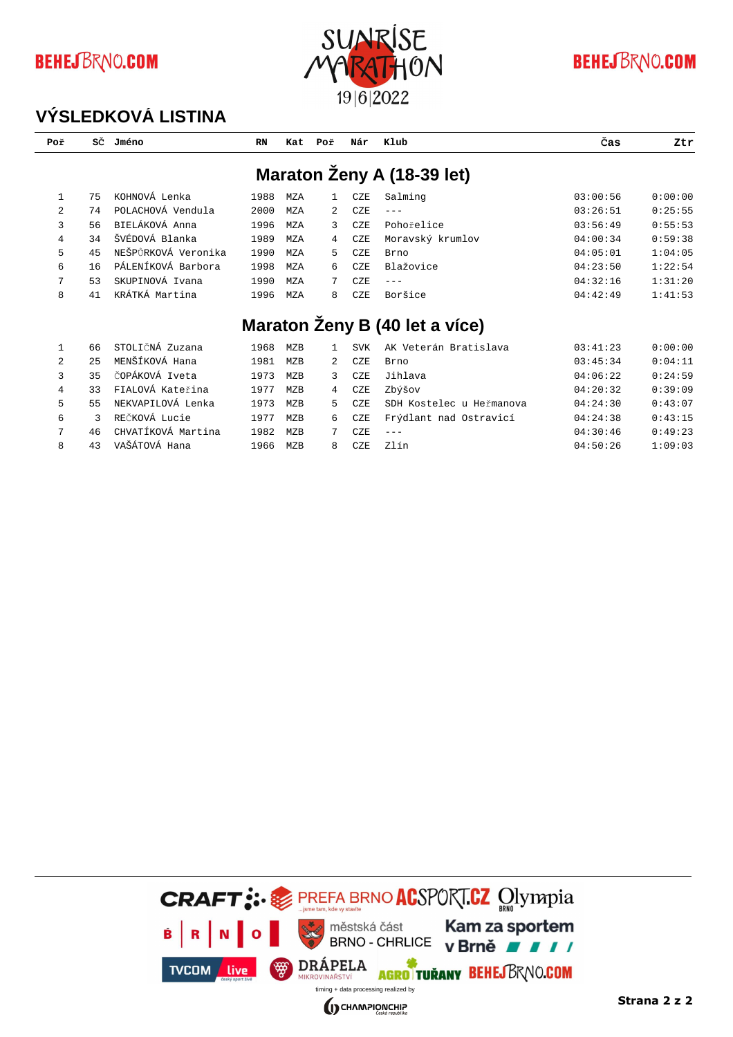## VÝSLEDKOVÁ LISTINA

| Poř | SČ | Jméno | RN | Kat | Poř | Nár | Klub | Čas | Ztr |
|---|---|---|---|---|---|---|---|---|---|
| **Maraton Ženy A (18-39 let)** | | | | | | | | | |
| 1 | 75 | KOHNOVÁ Lenka | 1988 | MZA | 1 | CZE | Salming | 03:00:56 | 0:00:00 |
| 2 | 74 | POLACHOVÁ Vendula | 2000 | MZA | 2 | CZE | --- | 03:26:51 | 0:25:55 |
| 3 | 56 | BIELÁKOVÁ Anna | 1996 | MZA | 3 | CZE | Pohořelice | 03:56:49 | 0:55:53 |
| 4 | 34 | ŠVÉDOVÁ Blanka | 1989 | MZA | 4 | CZE | Moravský krumlov | 04:00:34 | 0:59:38 |
| 5 | 45 | NEŠPŮRKOVÁ Veronika | 1990 | MZA | 5 | CZE | Brno | 04:05:01 | 1:04:05 |
| 6 | 16 | PÁLENÍKOVÁ Barbora | 1998 | MZA | 6 | CZE | Blažovice | 04:23:50 | 1:22:54 |
| 7 | 53 | SKUPINOVÁ Ivana | 1990 | MZA | 7 | CZE | --- | 04:32:16 | 1:31:20 |
| 8 | 41 | KRÁTKÁ Martina | 1996 | MZA | 8 | CZE | Boršice | 04:42:49 | 1:41:53 |
| **Maraton Ženy B (40 let a více)** | | | | | | | | | |
| 1 | 66 | STOLIČNÁ Zuzana | 1968 | MZB | 1 | SVK | AK Veterán Bratislava | 03:41:23 | 0:00:00 |
| 2 | 25 | MENŠÍKOVÁ Hana | 1981 | MZB | 2 | CZE | Brno | 03:45:34 | 0:04:11 |
| 3 | 35 | ČOPÁKOVÁ Iveta | 1973 | MZB | 3 | CZE | Jihlava | 04:06:22 | 0:24:59 |
| 4 | 33 | FIALOVÁ Kateřina | 1977 | MZB | 4 | CZE | Zbýšov | 04:20:32 | 0:39:09 |
| 5 | 55 | NEKVAPILOVÁ Lenka | 1973 | MZB | 5 | CZE | SDH Kostelec u Heřmanova | 04:24:30 | 0:43:07 |
| 6 | 3 | REČKOVÁ Lucie | 1977 | MZB | 6 | CZE | Frýdlant nad Ostravicí | 04:24:38 | 0:43:15 |
| 7 | 46 | CHVATÍKOVÁ Martina | 1982 | MZB | 7 | CZE | --- | 04:30:46 | 0:49:23 |
| 8 | 43 | VAŠÁTOVÁ Hana | 1966 | MZB | 8 | CZE | Zlín | 04:50:26 | 1:09:03 |

timing + data processing realized by CHAMPIONCHIP Česká republika